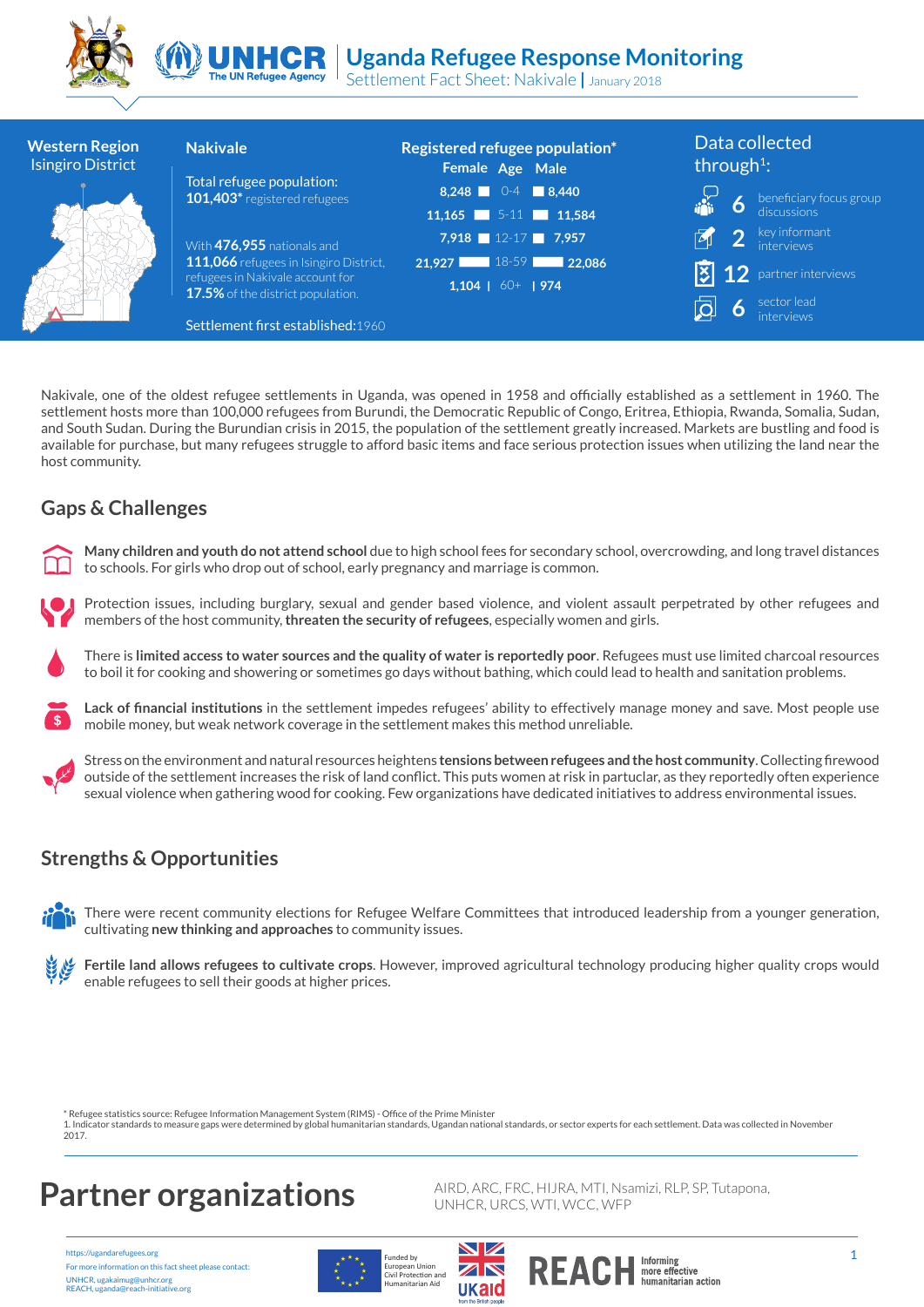# Uganda Refugee Response Monitoring

Settlement Fact Sheet: Nakivale | January 2018

**Western Region**
Isingiro District

## Nakivale

Total refugee population:
**101,403*** registered refugees

With **476,955** nationals and **111,066** refugees in Isingiro District, refugees in Nakivale account for **17.5%** of the district population.

Settlement first established: 1960

### Registered refugee population*

| Female | Age | Male |
|---|---|---|
| 8,248 | 0-4 | 8,440 |
| 11,165 | 5-11 | 11,584 |
| 7,918 | 12-17 | 7,957 |
| 21,927 | 18-59 | 22,086 |
| 1,104 | 60+ | 974 |

### Data collected through[1]:

- 6 beneficiary focus group discussions
- 2 key informant interviews
- 12 partner interviews
- 6 sector lead interviews

Nakivale, one of the oldest refugee settlements in Uganda, was opened in 1958 and officially established as a settlement in 1960. The settlement hosts more than 100,000 refugees from Burundi, the Democratic Republic of Congo, Eritrea, Ethiopia, Rwanda, Somalia, Sudan, and South Sudan. During the Burundian crisis in 2015, the population of the settlement greatly increased. Markets are bustling and food is available for purchase, but many refugees struggle to afford basic items and face serious protection issues when utilizing the land near the host community.

## Gaps & Challenges

**Many children and youth do not attend school** due to high school fees for secondary school, overcrowding, and long travel distances to schools. For girls who drop out of school, early pregnancy and marriage is common.

Protection issues, including burglary, sexual and gender based violence, and violent assault perpetrated by other refugees and members of the host community, **threaten the security of refugees**, especially women and girls.

There is **limited access to water sources and the quality of water is reportedly poor**. Refugees must use limited charcoal resources to boil it for cooking and showering or sometimes go days without bathing, which could lead to health and sanitation problems.

**Lack of financial institutions** in the settlement impedes refugees' ability to effectively manage money and save. Most people use mobile money, but weak network coverage in the settlement makes this method unreliable.

Stress on the environment and natural resources heightens **tensions between refugees and the host community**. Collecting firewood outside of the settlement increases the risk of land conflict. This puts women at risk in partcular, as they reportedly often experience sexual violence when gathering wood for cooking. Few organizations have dedicated initiatives to address environmental issues.

## Strengths & Opportunities

There were recent community elections for Refugee Welfare Committees that introduced leadership from a younger generation, cultivating **new thinking and approaches** to community issues.

**Fertile land allows refugees to cultivate crops**. However, improved agricultural technology producing higher quality crops would enable refugees to sell their goods at higher prices.

\* Refugee statistics source: Refugee Information Management System (RIMS) - Office of the Prime Minister
1. Indicator standards to measure gaps were determined by global humanitarian standards, Ugandan national standards, or sector experts for each settlement. Data was collected in November 2017.

# Partner organizations

AIRD, ARC, FRC, HIJRA, MTI, Nsamizi, RLP, SP, Tutapona, UNHCR, URCS, WTI, WCC, WFP

https://ugandarefugees.org
For more information on this fact sheet please contact:
UNHCR, ugakaimug@unhcr.org
REACH, uganda@reach-initiative.org

Funded by European Union Civil Protection and Humanitarian Aid

UKaid from the British people

REACH Informing more effective humanitarian action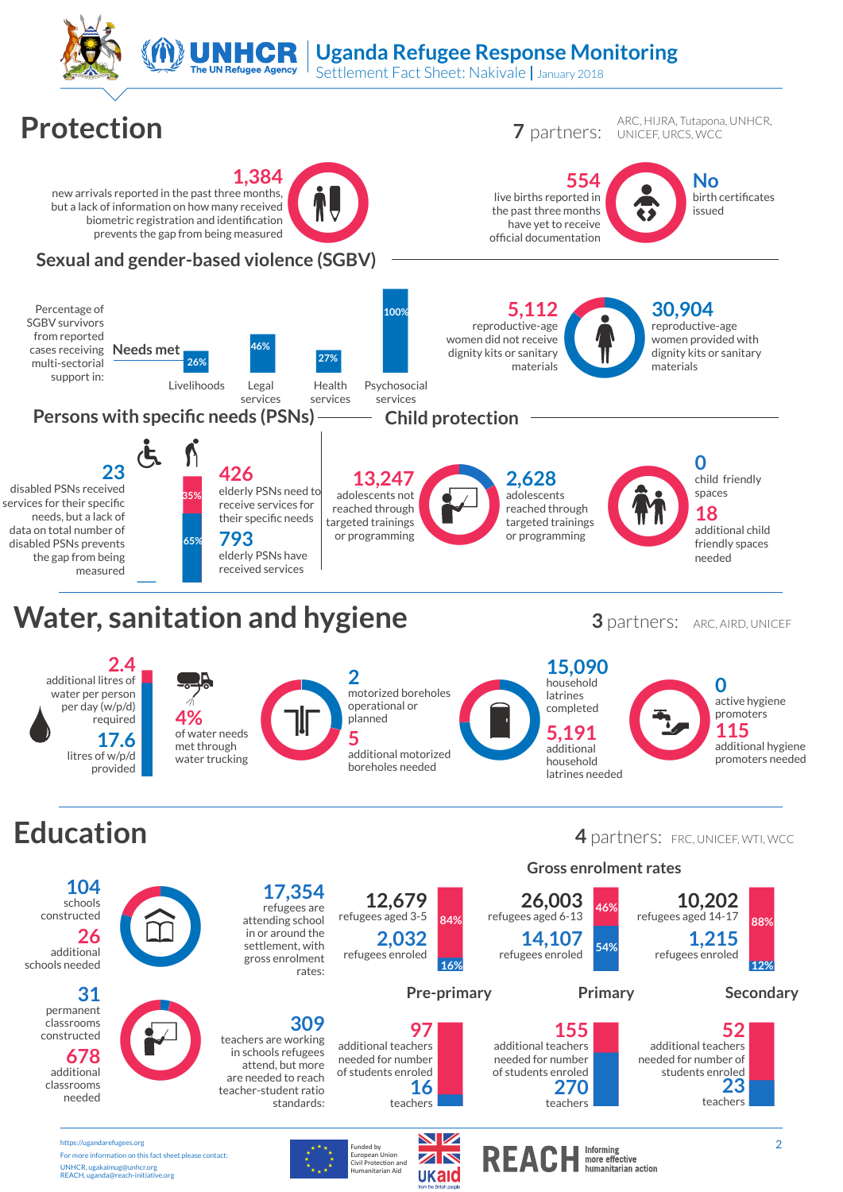# Uganda Refugee Response Monitoring

Settlement Fact Sheet: Nakivale | January 2018

## Protection

**7** partners: ARC, HIJRA, Tutapona, UNHCR, UNICEF, URCS, WCC

**1,384** new arrivals reported in the past three months, but a lack of information on how many received biometric registration and identification prevents the gap from being measured

**554** live births reported in the past three months have yet to receive official documentation

**No** birth certificates issued

### Sexual and gender-based violence (SGBV)

Percentage of SGBV survivors from reported cases receiving multi-sectorial support in: **Needs met**

| Livelihoods | Legal services | Health services | Psychosocial services |
|---|---|---|---|
| 26% | 46% | 27% | 100% |

**5,112** reproductive-age women did not receive dignity kits or sanitary materials

**30,904** reproductive-age women provided with dignity kits or sanitary materials

### Persons with specific needs (PSNs)

**23** disabled PSNs received services for their specific needs, but a lack of data on total number of disabled PSNs prevents the gap from being measured

**426** elderly PSNs need to receive services for their specific needs (35%)

**793** elderly PSNs have received services (65%)

### Child protection

**13,247** adolescents not reached through targeted trainings or programming

**2,628** adolescents reached through targeted trainings or programming

**0** child friendly spaces

**18** additional child friendly spaces needed

## Water, sanitation and hygiene

**3** partners: ARC, AIRD, UNICEF

**2.4** additional litres of water per person per day (w/p/d) required

**17.6** litres of w/p/d provided

**4%** of water needs met through water trucking

**2** motorized boreholes operational or planned

**5** additional motorized boreholes needed

**15,090** household latrines completed

**5,191** additional household latrines needed

**0** active hygiene promoters

**115** additional hygiene promoters needed

## Education

**4** partners: FRC, UNICEF, WTI, WCC

**104** schools constructed

**26** additional schools needed

**31** permanent classrooms constructed

**678** additional classrooms needed

**17,354** refugees are attending school in or around the settlement, with gross enrolment rates:

### Gross enrolment rates

| | Pre-primary | Primary | Secondary |
|---|---|---|---|
| Refugees | **12,679** refugees aged 3-5 (84%) | **26,003** refugees aged 6-13 (46%) | **10,202** refugees aged 14-17 (88%) |
| Refugees enroled | **2,032** refugees enroled (16%) | **14,107** refugees enroled (54%) | **1,215** refugees enroled (12%) |

**309** teachers are working in schools refugees attend, but more are needed to reach teacher-student ratio standards:

| | Pre-primary | Primary | Secondary |
|---|---|---|---|
| Additional teachers needed for number of students enroled | **97** | **155** | **52** |
| Teachers | **16** | **270** | **23** |

https://ugandarefugees.org

For more information on this fact sheet please contact:
UNHCR, ugakaimug@unhcr.org
REACH, uganda@reach-initiative.org

Funded by European Union Civil Protection and Humanitarian Aid

UKaid from the British people

REACH Informing more effective humanitarian action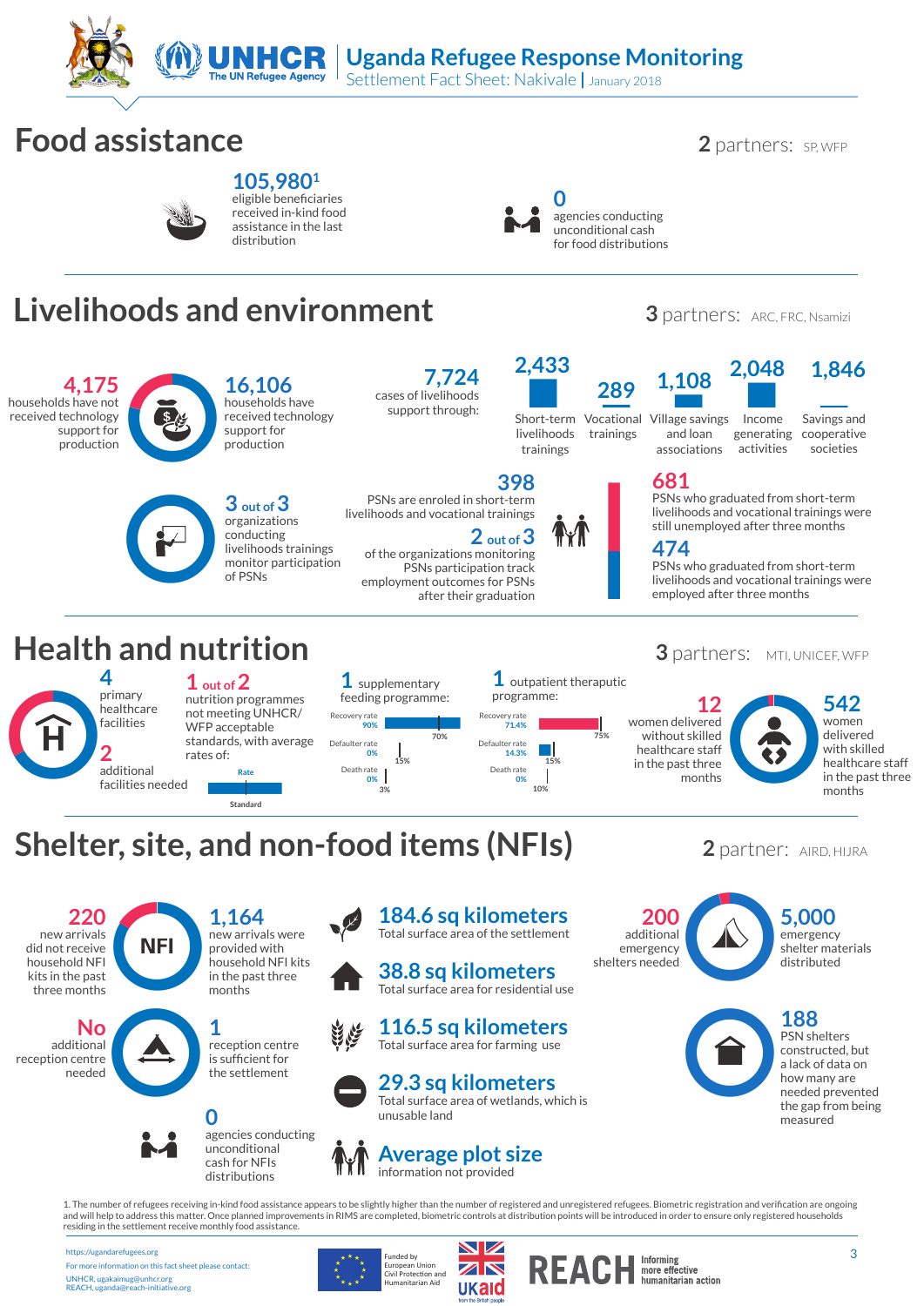# Uganda Refugee Response Monitoring

Settlement Fact Sheet: Nakivale | January 2018

## Food assistance

**2** partners: SP, WFP

**105,980**[1]
eligible beneficiaries received in-kind food assistance in the last distribution

**0**
agencies conducting unconditional cash for food distributions

## Livelihoods and environment

**3** partners: ARC, FRC, Nsamizi

**4,175**
households have not received technology support for production

**16,106**
households have received technology support for production

**7,724**
cases of livelihoods support through:

2,433
Short-term livelihoods trainings

289
Vocational trainings

1,108
Village savings and loan associations

2,048
Income generating activities

1,846
Savings and cooperative societies

**3** out of **3**
organizations conducting livelihoods trainings monitor participation of PSNs

**398**
PSNs are enroled in short-term livelihoods and vocational trainings

**2** out of **3**
of the organizations monitoring PSNs participation track employment outcomes for PSNs after their graduation

**681**
PSNs who graduated from short-term livelihoods and vocational trainings were still unemployed after three months

**474**
PSNs who graduated from short-term livelihoods and vocational trainings were employed after three months

## Health and nutrition

**3** partners: MTI, UNICEF, WFP

**4**
primary healthcare facilities

**2**
additional facilities needed

**1** out of **2**
nutrition programmes not meeting UNHCR/ WFP acceptable standards, with average rates of:

Rate
Standard

**1** supplementary feeding programme:

Recovery rate 90%
70%
Defaulter rate 0%
15%
Death rate 0%
3%

**1** outpatient theraputic programme:

Recovery rate 71.4%
75%
Defaulter rate 14.3%
15%
Death rate 0%
10%

**12**
women delivered without skilled healthcare staff in the past three months

**542**
women delivered with skilled healthcare staff in the past three months

## Shelter, site, and non-food items (NFIs)

**2** partner: AIRD, HIJRA

**220**
new arrivals did not receive household NFI kits in the past three months

**1,164**
new arrivals were provided with household NFI kits in the past three months

**No**
additional reception centre needed

**1**
reception centre is sufficient for the settlement

**0**
agencies conducting unconditional cash for NFIs distributions

**184.6 sq kilometers**
Total surface area of the settlement

**38.8 sq kilometers**
Total surface area for residential use

**116.5 sq kilometers**
Total surface area for farming use

**29.3 sq kilometers**
Total surface area of wetlands, which is unusable land

**Average plot size**
information not provided

**200**
additional emergency shelters needed

**5,000**
emergency shelter materials distributed

**188**
PSN shelters constructed, but a lack of data on how many are needed prevented the gap from being measured

1. The number of refugees receiving in-kind food assistance appears to be slightly higher than the number of registered and unregistered refugees. Biometric registration and verification are ongoing and will help to address this matter. Once planned improvements in RIMS are completed, biometric controls at distribution points will be introduced in order to ensure only registered households residing in the settlement receive monthly food assistance.

https://ugandarefugees.org
For more information on this fact sheet please contact:
UNHCR, ugakaimug@unhcr.org
REACH, uganda@reach-initiative.org

Funded by European Union Civil Protection and Humanitarian Aid

UKaid from the British people

REACH Informing more effective humanitarian action